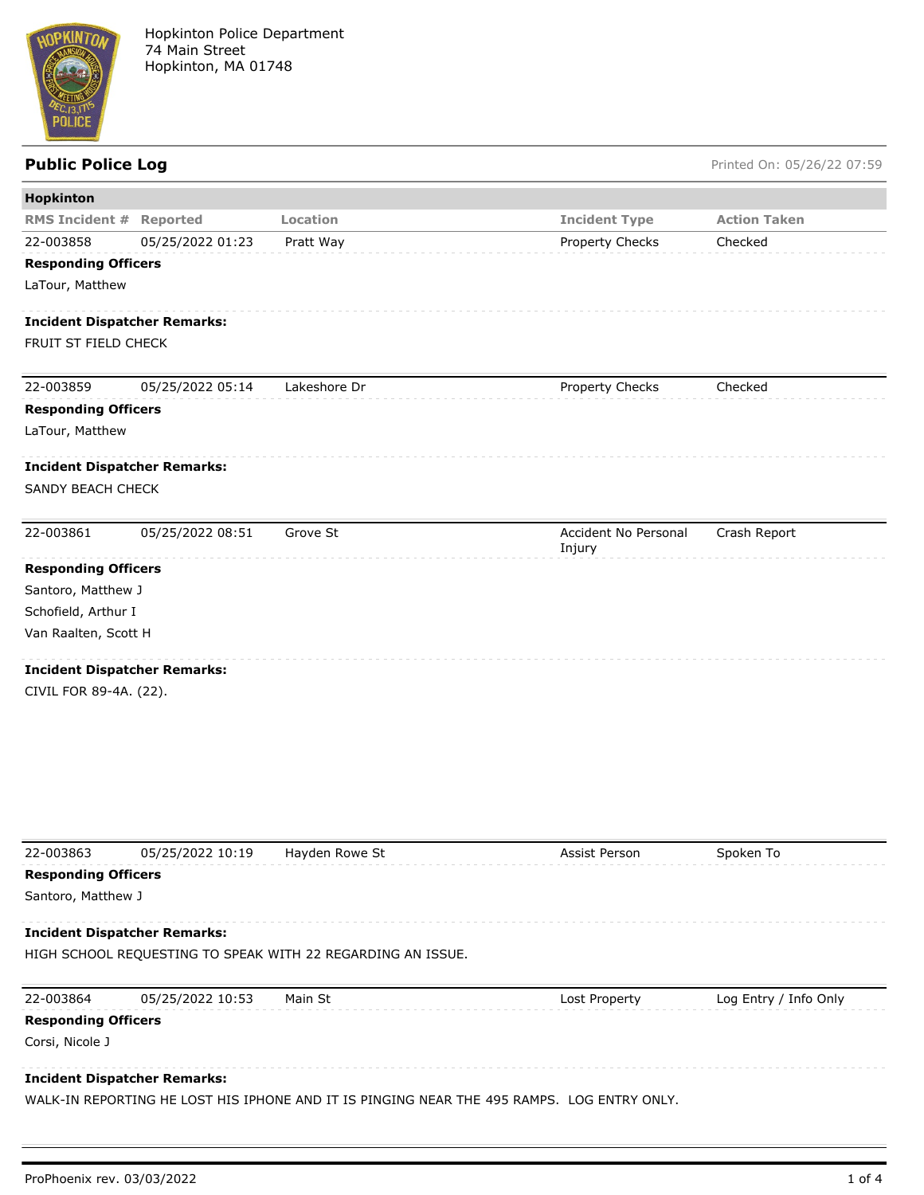Hopkinton Police Department
74 Main Street
Hopkinton, MA 01748

## Public Police Log

Printed On: 05/26/22 07:59

### Hopkinton

| RMS Incident # | Reported | Location | Incident Type | Action Taken |
|---|---|---|---|---|
| 22-003858 | 05/25/2022 01:23 | Pratt Way | Property Checks | Checked |

**Responding Officers**

LaTour, Matthew

**Incident Dispatcher Remarks:**

FRUIT ST FIELD CHECK

| RMS Incident # | Reported | Location | Incident Type | Action Taken |
|---|---|---|---|---|
| 22-003859 | 05/25/2022 05:14 | Lakeshore Dr | Property Checks | Checked |

**Responding Officers**

LaTour, Matthew

**Incident Dispatcher Remarks:**

SANDY BEACH CHECK

| RMS Incident # | Reported | Location | Incident Type | Action Taken |
|---|---|---|---|---|
| 22-003861 | 05/25/2022 08:51 | Grove St | Accident No Personal Injury | Crash Report |

**Responding Officers**

Santoro, Matthew J
Schofield, Arthur I
Van Raalten, Scott H

**Incident Dispatcher Remarks:**

CIVIL FOR 89-4A. (22).

| RMS Incident # | Reported | Location | Incident Type | Action Taken |
|---|---|---|---|---|
| 22-003863 | 05/25/2022 10:19 | Hayden Rowe St | Assist Person | Spoken To |

**Responding Officers**

Santoro, Matthew J

**Incident Dispatcher Remarks:**

HIGH SCHOOL REQUESTING TO SPEAK WITH 22 REGARDING AN ISSUE.

| RMS Incident # | Reported | Location | Incident Type | Action Taken |
|---|---|---|---|---|
| 22-003864 | 05/25/2022 10:53 | Main St | Lost Property | Log Entry / Info Only |

**Responding Officers**

Corsi, Nicole J

**Incident Dispatcher Remarks:**

WALK-IN REPORTING HE LOST HIS IPHONE AND IT IS PINGING NEAR THE 495 RAMPS. LOG ENTRY ONLY.

ProPhoenix rev. 03/03/2022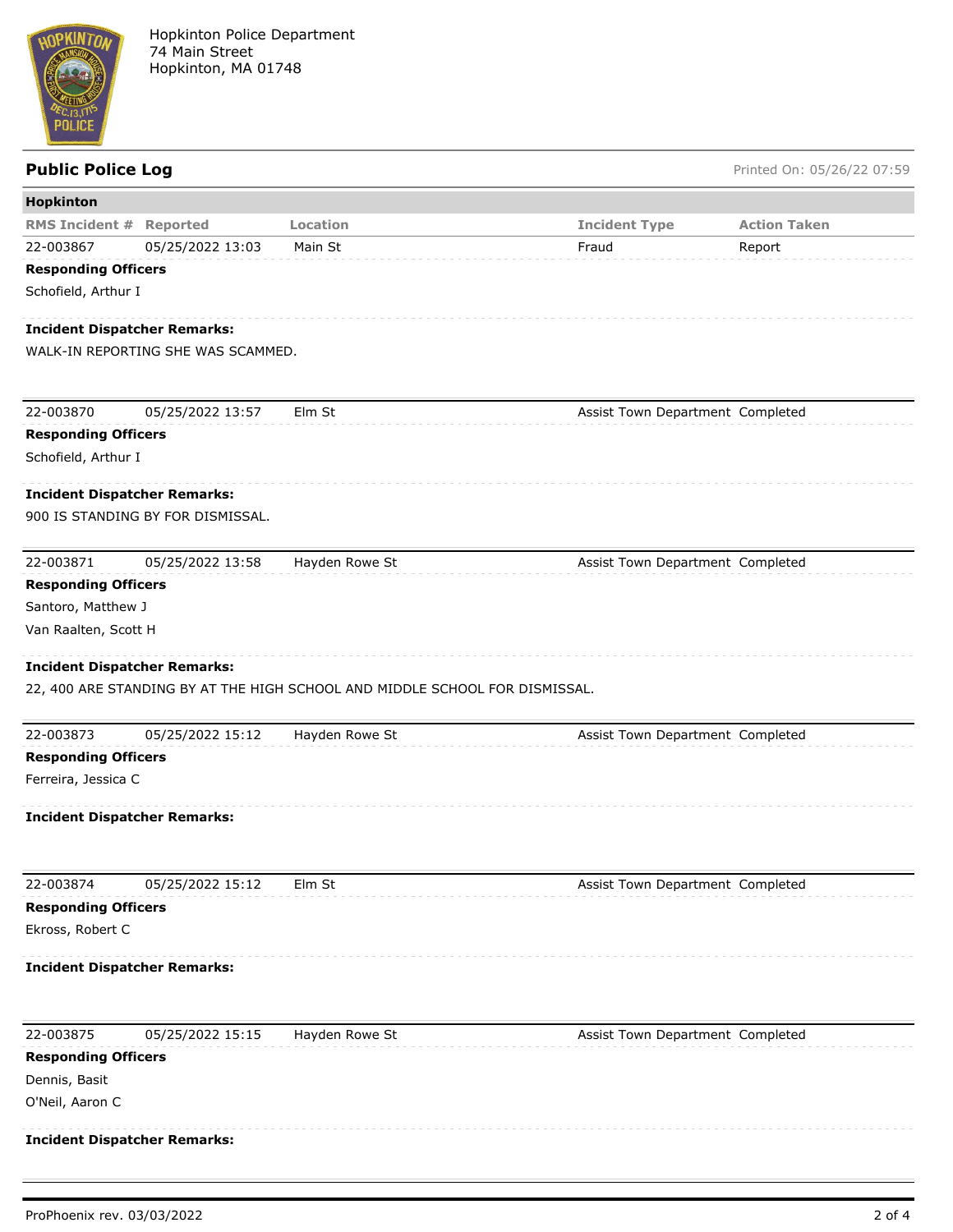Hopkinton Police Department
74 Main Street
Hopkinton, MA 01748

## Public Police Log

Printed On: 05/26/22 07:59

### Hopkinton

| RMS Incident # | Reported | Location | Incident Type | Action Taken |
|---|---|---|---|---|
| 22-003867 | 05/25/2022 13:03 | Main St | Fraud | Report |

**Responding Officers**

Schofield, Arthur I

**Incident Dispatcher Remarks:**

WALK-IN REPORTING SHE WAS SCAMMED.

| RMS Incident # | Reported | Location | Incident Type | Action Taken |
|---|---|---|---|---|
| 22-003870 | 05/25/2022 13:57 | Elm St | Assist Town Department | Completed |

**Responding Officers**

Schofield, Arthur I

**Incident Dispatcher Remarks:**

900 IS STANDING BY FOR DISMISSAL.

| RMS Incident # | Reported | Location | Incident Type | Action Taken |
|---|---|---|---|---|
| 22-003871 | 05/25/2022 13:58 | Hayden Rowe St | Assist Town Department | Completed |

**Responding Officers**

Santoro, Matthew J

Van Raalten, Scott H

**Incident Dispatcher Remarks:**

22, 400 ARE STANDING BY AT THE HIGH SCHOOL AND MIDDLE SCHOOL FOR DISMISSAL.

| RMS Incident # | Reported | Location | Incident Type | Action Taken |
|---|---|---|---|---|
| 22-003873 | 05/25/2022 15:12 | Hayden Rowe St | Assist Town Department | Completed |

**Responding Officers**

Ferreira, Jessica C

**Incident Dispatcher Remarks:**

| RMS Incident # | Reported | Location | Incident Type | Action Taken |
|---|---|---|---|---|
| 22-003874 | 05/25/2022 15:12 | Elm St | Assist Town Department | Completed |

**Responding Officers**

Ekross, Robert C

**Incident Dispatcher Remarks:**

| RMS Incident # | Reported | Location | Incident Type | Action Taken |
|---|---|---|---|---|
| 22-003875 | 05/25/2022 15:15 | Hayden Rowe St | Assist Town Department | Completed |

**Responding Officers**

Dennis, Basit

O'Neil, Aaron C

**Incident Dispatcher Remarks:**

ProPhoenix rev. 03/03/2022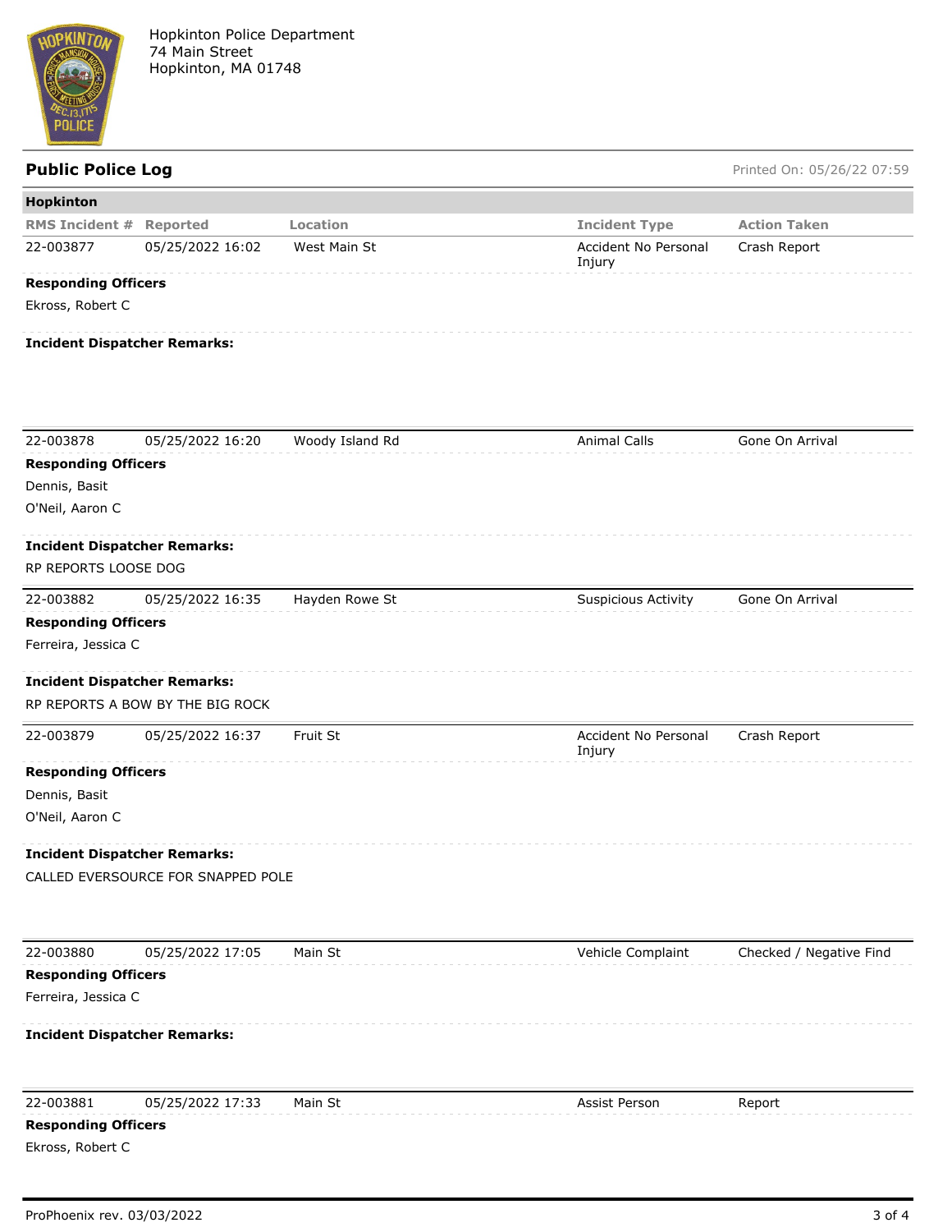Hopkinton Police Department
74 Main Street
Hopkinton, MA 01748

## Public Police Log

Printed On: 05/26/22 07:59

### Hopkinton

| RMS Incident # | Reported | Location | Incident Type | Action Taken |
|---|---|---|---|---|
| 22-003877 | 05/25/2022 16:02 | West Main St | Accident No Personal Injury | Crash Report |

**Responding Officers**

Ekross, Robert C

**Incident Dispatcher Remarks:**

---

| RMS Incident # | Reported | Location | Incident Type | Action Taken |
|---|---|---|---|---|
| 22-003878 | 05/25/2022 16:20 | Woody Island Rd | Animal Calls | Gone On Arrival |

**Responding Officers**

Dennis, Basit

O'Neil, Aaron C

**Incident Dispatcher Remarks:**

RP REPORTS LOOSE DOG

---

| RMS Incident # | Reported | Location | Incident Type | Action Taken |
|---|---|---|---|---|
| 22-003882 | 05/25/2022 16:35 | Hayden Rowe St | Suspicious Activity | Gone On Arrival |

**Responding Officers**

Ferreira, Jessica C

**Incident Dispatcher Remarks:**

RP REPORTS A BOW BY THE BIG ROCK

---

| RMS Incident # | Reported | Location | Incident Type | Action Taken |
|---|---|---|---|---|
| 22-003879 | 05/25/2022 16:37 | Fruit St | Accident No Personal Injury | Crash Report |

**Responding Officers**

Dennis, Basit

O'Neil, Aaron C

**Incident Dispatcher Remarks:**

CALLED EVERSOURCE FOR SNAPPED POLE

---

| RMS Incident # | Reported | Location | Incident Type | Action Taken |
|---|---|---|---|---|
| 22-003880 | 05/25/2022 17:05 | Main St | Vehicle Complaint | Checked / Negative Find |

**Responding Officers**

Ferreira, Jessica C

**Incident Dispatcher Remarks:**

---

| RMS Incident # | Reported | Location | Incident Type | Action Taken |
|---|---|---|---|---|
| 22-003881 | 05/25/2022 17:33 | Main St | Assist Person | Report |

**Responding Officers**

Ekross, Robert C

ProPhoenix rev. 03/03/2022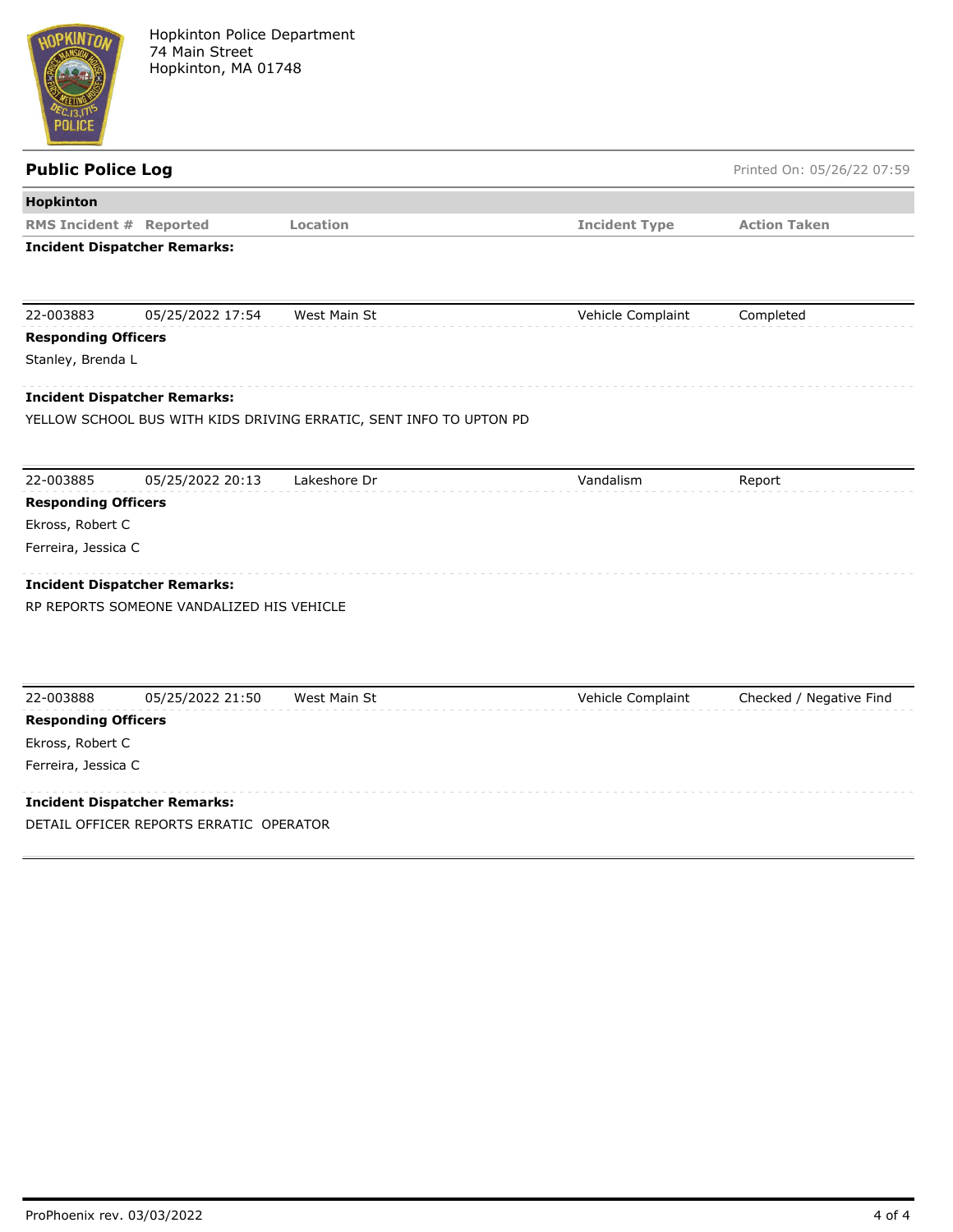Hopkinton Police Department
74 Main Street
Hopkinton, MA 01748

## Public Police Log

Printed On: 05/26/22 07:59

**Hopkinton**

| RMS Incident # | Reported | Location | Incident Type | Action Taken |
|---|---|---|---|---|

**Incident Dispatcher Remarks:**

| RMS Incident # | Reported | Location | Incident Type | Action Taken |
|---|---|---|---|---|
| 22-003883 | 05/25/2022 17:54 | West Main St | Vehicle Complaint | Completed |

**Responding Officers**

Stanley, Brenda L

**Incident Dispatcher Remarks:**

YELLOW SCHOOL BUS WITH KIDS DRIVING ERRATIC, SENT INFO TO UPTON PD

| RMS Incident # | Reported | Location | Incident Type | Action Taken |
|---|---|---|---|---|
| 22-003885 | 05/25/2022 20:13 | Lakeshore Dr | Vandalism | Report |

**Responding Officers**

Ekross, Robert C

Ferreira, Jessica C

**Incident Dispatcher Remarks:**

RP REPORTS SOMEONE VANDALIZED HIS VEHICLE

| RMS Incident # | Reported | Location | Incident Type | Action Taken |
|---|---|---|---|---|
| 22-003888 | 05/25/2022 21:50 | West Main St | Vehicle Complaint | Checked / Negative Find |

**Responding Officers**

Ekross, Robert C

Ferreira, Jessica C

**Incident Dispatcher Remarks:**

DETAIL OFFICER REPORTS ERRATIC OPERATOR

ProPhoenix rev. 03/03/2022